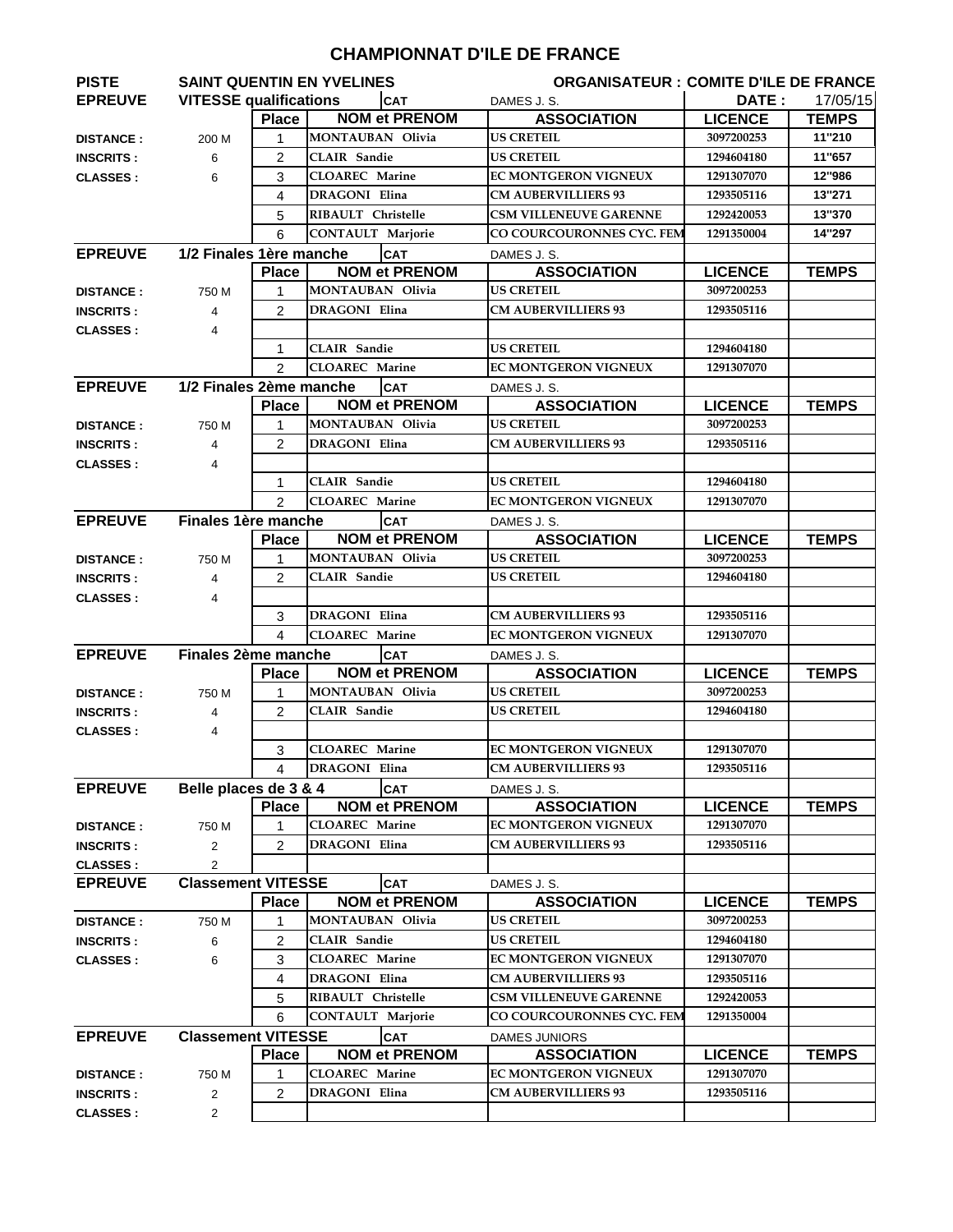# CHAMPIONNAT D'ILE DE FRANCE

**PISTE** SAINT QUENTIN EN YVELINES — **ORGANISATEUR : COMITE D'ILE DE FRANCE**

**EPREUVE** VITESSE qualifications — **CAT** DAMES J. S. — **DATE :** 17/05/15

| | | Place | NOM et PRENOM | ASSOCIATION | LICENCE | TEMPS |
|---|---|---|---|---|---|---|
| DISTANCE : | 200 M | 1 | MONTAUBAN Olivia | US CRETEIL | 3097200253 | 11"210 |
| INSCRITS : | 6 | 2 | CLAIR Sandie | US CRETEIL | 1294604180 | 11"657 |
| CLASSES : | 6 | 3 | CLOAREC Marine | EC MONTGERON VIGNEUX | 1291307070 | 12"986 |
| | | 4 | DRAGONI Elina | CM AUBERVILLIERS 93 | 1293505116 | 13"271 |
| | | 5 | RIBAULT Christelle | CSM VILLENEUVE GARENNE | 1292420053 | 13"370 |
| | | 6 | CONTAULT Marjorie | CO COURCOURONNES CYC. FEM | 1291350004 | 14"297 |

**EPREUVE** 1/2 Finales 1ère manche — **CAT** DAMES J. S.

| | | Place | NOM et PRENOM | ASSOCIATION | LICENCE | TEMPS |
|---|---|---|---|---|---|---|
| DISTANCE : | 750 M | 1 | MONTAUBAN Olivia | US CRETEIL | 3097200253 | |
| INSCRITS : | 4 | 2 | DRAGONI Elina | CM AUBERVILLIERS 93 | 1293505116 | |
| CLASSES : | 4 | | | | | |
| | | 1 | CLAIR Sandie | US CRETEIL | 1294604180 | |
| | | 2 | CLOAREC Marine | EC MONTGERON VIGNEUX | 1291307070 | |

**EPREUVE** 1/2 Finales 2ème manche — **CAT** DAMES J. S.

| | | Place | NOM et PRENOM | ASSOCIATION | LICENCE | TEMPS |
|---|---|---|---|---|---|---|
| DISTANCE : | 750 M | 1 | MONTAUBAN Olivia | US CRETEIL | 3097200253 | |
| INSCRITS : | 4 | 2 | DRAGONI Elina | CM AUBERVILLIERS 93 | 1293505116 | |
| CLASSES : | 4 | | | | | |
| | | 1 | CLAIR Sandie | US CRETEIL | 1294604180 | |
| | | 2 | CLOAREC Marine | EC MONTGERON VIGNEUX | 1291307070 | |

**EPREUVE** Finales 1ère manche — **CAT** DAMES J. S.

| | | Place | NOM et PRENOM | ASSOCIATION | LICENCE | TEMPS |
|---|---|---|---|---|---|---|
| DISTANCE : | 750 M | 1 | MONTAUBAN Olivia | US CRETEIL | 3097200253 | |
| INSCRITS : | 4 | 2 | CLAIR Sandie | US CRETEIL | 1294604180 | |
| CLASSES : | 4 | | | | | |
| | | 3 | DRAGONI Elina | CM AUBERVILLIERS 93 | 1293505116 | |
| | | 4 | CLOAREC Marine | EC MONTGERON VIGNEUX | 1291307070 | |

**EPREUVE** Finales 2ème manche — **CAT** DAMES J. S.

| | | Place | NOM et PRENOM | ASSOCIATION | LICENCE | TEMPS |
|---|---|---|---|---|---|---|
| DISTANCE : | 750 M | 1 | MONTAUBAN Olivia | US CRETEIL | 3097200253 | |
| INSCRITS : | 4 | 2 | CLAIR Sandie | US CRETEIL | 1294604180 | |
| CLASSES : | 4 | | | | | |
| | | 3 | CLOAREC Marine | EC MONTGERON VIGNEUX | 1291307070 | |
| | | 4 | DRAGONI Elina | CM AUBERVILLIERS 93 | 1293505116 | |

**EPREUVE** Belle places de 3 & 4 — **CAT** DAMES J. S.

| | | Place | NOM et PRENOM | ASSOCIATION | LICENCE | TEMPS |
|---|---|---|---|---|---|---|
| DISTANCE : | 750 M | 1 | CLOAREC Marine | EC MONTGERON VIGNEUX | 1291307070 | |
| INSCRITS : | 2 | 2 | DRAGONI Elina | CM AUBERVILLIERS 93 | 1293505116 | |
| CLASSES : | 2 | | | | | |

**EPREUVE** Classement VITESSE — **CAT** DAMES J. S.

| | | Place | NOM et PRENOM | ASSOCIATION | LICENCE | TEMPS |
|---|---|---|---|---|---|---|
| DISTANCE : | 750 M | 1 | MONTAUBAN Olivia | US CRETEIL | 3097200253 | |
| INSCRITS : | 6 | 2 | CLAIR Sandie | US CRETEIL | 1294604180 | |
| CLASSES : | 6 | 3 | CLOAREC Marine | EC MONTGERON VIGNEUX | 1291307070 | |
| | | 4 | DRAGONI Elina | CM AUBERVILLIERS 93 | 1293505116 | |
| | | 5 | RIBAULT Christelle | CSM VILLENEUVE GARENNE | 1292420053 | |
| | | 6 | CONTAULT Marjorie | CO COURCOURONNES CYC. FEM | 1291350004 | |

**EPREUVE** Classement VITESSE — **CAT** DAMES JUNIORS

| | | Place | NOM et PRENOM | ASSOCIATION | LICENCE | TEMPS |
|---|---|---|---|---|---|---|
| DISTANCE : | 750 M | 1 | CLOAREC Marine | EC MONTGERON VIGNEUX | 1291307070 | |
| INSCRITS : | 2 | 2 | DRAGONI Elina | CM AUBERVILLIERS 93 | 1293505116 | |
| CLASSES : | 2 | | | | | |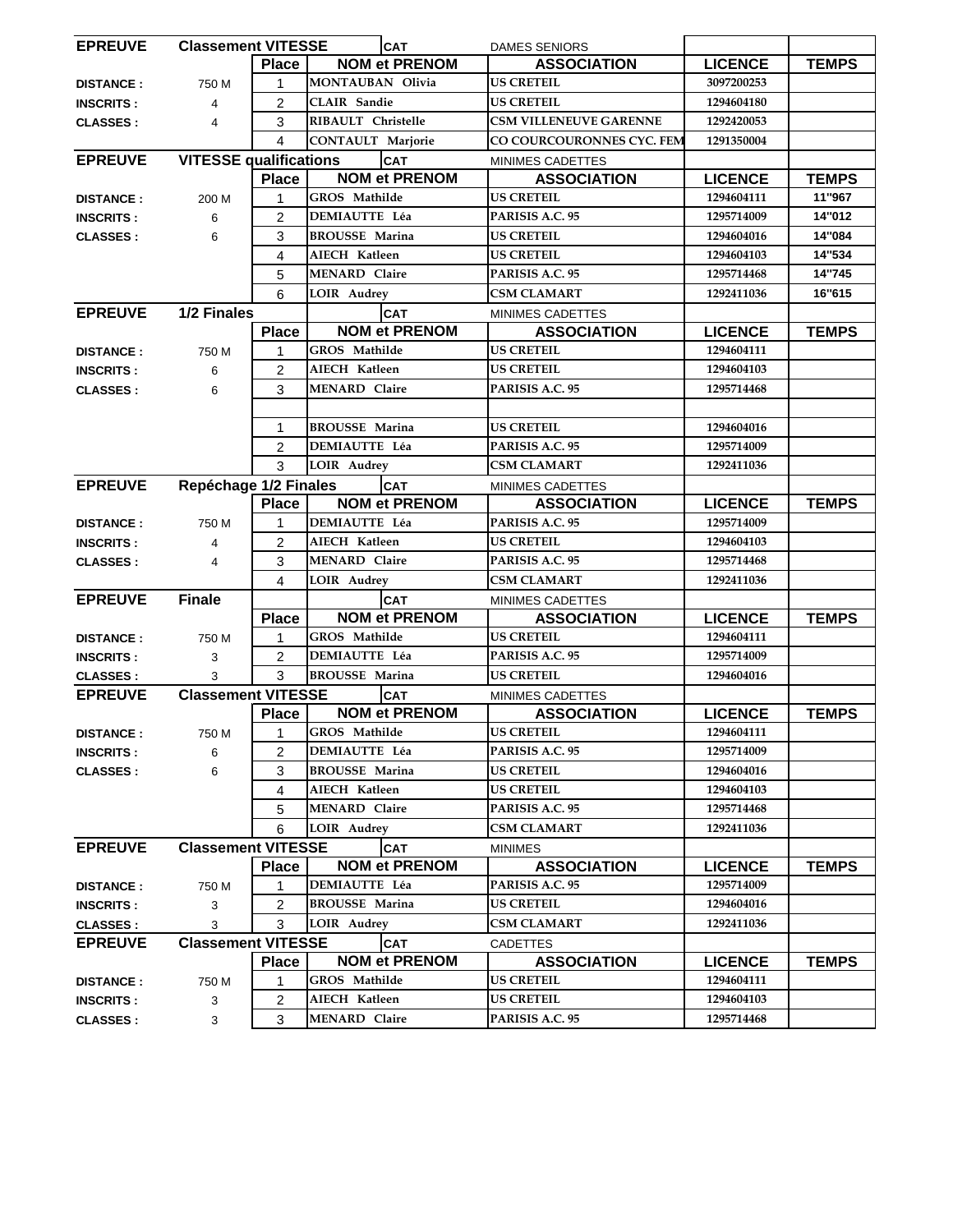| EPREUVE | Classement VITESSE | CAT | DAMES SENIORS | | |
|---|---|---|---|---|---|
| | Place | NOM et PRENOM | ASSOCIATION | LICENCE | TEMPS |
| DISTANCE : 750 M | 1 | MONTAUBAN Olivia | US CRETEIL | 3097200253 | |
| INSCRITS : 4 | 2 | CLAIR Sandie | US CRETEIL | 1294604180 | |
| CLASSES : 4 | 3 | RIBAULT Christelle | CSM VILLENEUVE GARENNE | 1292420053 | |
| | 4 | CONTAULT Marjorie | CO COURCOURONNES CYC. FEM | 1291350004 | |

| EPREUVE | VITESSE qualifications | CAT | MINIMES CADETTES | | |
|---|---|---|---|---|---|
| | Place | NOM et PRENOM | ASSOCIATION | LICENCE | TEMPS |
| DISTANCE : 200 M | 1 | GROS Mathilde | US CRETEIL | 1294604111 | 11"967 |
| INSCRITS : 6 | 2 | DEMIAUTTE Léa | PARISIS A.C. 95 | 1295714009 | 14"012 |
| CLASSES : 6 | 3 | BROUSSE Marina | US CRETEIL | 1294604016 | 14"084 |
| | 4 | AIECH Katleen | US CRETEIL | 1294604103 | 14"534 |
| | 5 | MENARD Claire | PARISIS A.C. 95 | 1295714468 | 14"745 |
| | 6 | LOIR Audrey | CSM CLAMART | 1292411036 | 16"615 |

| EPREUVE | 1/2 Finales | CAT | MINIMES CADETTES | | |
|---|---|---|---|---|---|
| | Place | NOM et PRENOM | ASSOCIATION | LICENCE | TEMPS |
| DISTANCE : 750 M | 1 | GROS Mathilde | US CRETEIL | 1294604111 | |
| INSCRITS : 6 | 2 | AIECH Katleen | US CRETEIL | 1294604103 | |
| CLASSES : 6 | 3 | MENARD Claire | PARISIS A.C. 95 | 1295714468 | |
| | | | | | |
| | 1 | BROUSSE Marina | US CRETEIL | 1294604016 | |
| | 2 | DEMIAUTTE Léa | PARISIS A.C. 95 | 1295714009 | |
| | 3 | LOIR Audrey | CSM CLAMART | 1292411036 | |

| EPREUVE | Repéchage 1/2 Finales | CAT | MINIMES CADETTES | | |
|---|---|---|---|---|---|
| | Place | NOM et PRENOM | ASSOCIATION | LICENCE | TEMPS |
| DISTANCE : 750 M | 1 | DEMIAUTTE Léa | PARISIS A.C. 95 | 1295714009 | |
| INSCRITS : 4 | 2 | AIECH Katleen | US CRETEIL | 1294604103 | |
| CLASSES : 4 | 3 | MENARD Claire | PARISIS A.C. 95 | 1295714468 | |
| | 4 | LOIR Audrey | CSM CLAMART | 1292411036 | |

| EPREUVE | Finale | CAT | MINIMES CADETTES | | |
|---|---|---|---|---|---|
| | Place | NOM et PRENOM | ASSOCIATION | LICENCE | TEMPS |
| DISTANCE : 750 M | 1 | GROS Mathilde | US CRETEIL | 1294604111 | |
| INSCRITS : 3 | 2 | DEMIAUTTE Léa | PARISIS A.C. 95 | 1295714009 | |
| CLASSES : 3 | 3 | BROUSSE Marina | US CRETEIL | 1294604016 | |

| EPREUVE | Classement VITESSE | CAT | MINIMES CADETTES | | |
|---|---|---|---|---|---|
| | Place | NOM et PRENOM | ASSOCIATION | LICENCE | TEMPS |
| DISTANCE : 750 M | 1 | GROS Mathilde | US CRETEIL | 1294604111 | |
| INSCRITS : 6 | 2 | DEMIAUTTE Léa | PARISIS A.C. 95 | 1295714009 | |
| CLASSES : 6 | 3 | BROUSSE Marina | US CRETEIL | 1294604016 | |
| | 4 | AIECH Katleen | US CRETEIL | 1294604103 | |
| | 5 | MENARD Claire | PARISIS A.C. 95 | 1295714468 | |
| | 6 | LOIR Audrey | CSM CLAMART | 1292411036 | |

| EPREUVE | Classement VITESSE | CAT | MINIMES | | |
|---|---|---|---|---|---|
| | Place | NOM et PRENOM | ASSOCIATION | LICENCE | TEMPS |
| DISTANCE : 750 M | 1 | DEMIAUTTE Léa | PARISIS A.C. 95 | 1295714009 | |
| INSCRITS : 3 | 2 | BROUSSE Marina | US CRETEIL | 1294604016 | |
| CLASSES : 3 | 3 | LOIR Audrey | CSM CLAMART | 1292411036 | |

| EPREUVE | Classement VITESSE | CAT | CADETTES | | |
|---|---|---|---|---|---|
| | Place | NOM et PRENOM | ASSOCIATION | LICENCE | TEMPS |
| DISTANCE : 750 M | 1 | GROS Mathilde | US CRETEIL | 1294604111 | |
| INSCRITS : 3 | 2 | AIECH Katleen | US CRETEIL | 1294604103 | |
| CLASSES : 3 | 3 | MENARD Claire | PARISIS A.C. 95 | 1295714468 | |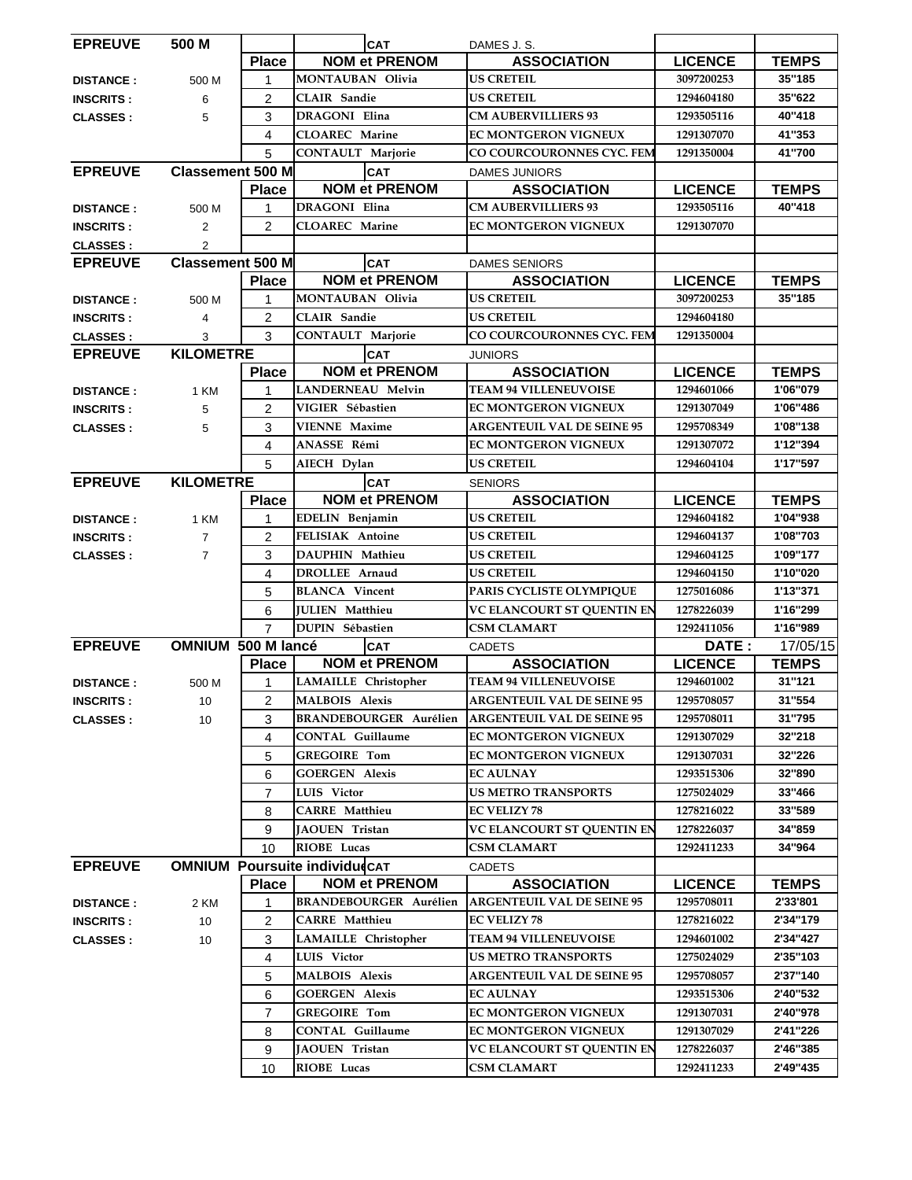| EPREUVE | 500 M | | | CAT | DAMES J. S. | | |
|---|---|---|---|---|---|---|---|
| | | Place | NOM et PRENOM | | ASSOCIATION | LICENCE | TEMPS |
| DISTANCE : | 500 M | 1 | MONTAUBAN Olivia | | US CRETEIL | 3097200253 | 35"185 |
| INSCRITS : | 6 | 2 | CLAIR Sandie | | US CRETEIL | 1294604180 | 35"622 |
| CLASSES : | 5 | 3 | DRAGONI Elina | | CM AUBERVILLIERS 93 | 1293505116 | 40"418 |
| | | 4 | CLOAREC Marine | | EC MONTGERON VIGNEUX | 1291307070 | 41"353 |
| | | 5 | CONTAULT Marjorie | | CO COURCOURONNES CYC. FEM | 1291350004 | 41"700 |

| EPREUVE | Classement 500 M | | | CAT | DAMES JUNIORS | | |
|---|---|---|---|---|---|---|---|
| | | Place | NOM et PRENOM | | ASSOCIATION | LICENCE | TEMPS |
| DISTANCE : | 500 M | 1 | DRAGONI Elina | | CM AUBERVILLIERS 93 | 1293505116 | 40"418 |
| INSCRITS : | 2 | 2 | CLOAREC Marine | | EC MONTGERON VIGNEUX | 1291307070 | |
| CLASSES : | 2 | | | | | | |

| EPREUVE | Classement 500 M | | | CAT | DAMES SENIORS | | |
|---|---|---|---|---|---|---|---|
| | | Place | NOM et PRENOM | | ASSOCIATION | LICENCE | TEMPS |
| DISTANCE : | 500 M | 1 | MONTAUBAN Olivia | | US CRETEIL | 3097200253 | 35"185 |
| INSCRITS : | 4 | 2 | CLAIR Sandie | | US CRETEIL | 1294604180 | |
| CLASSES : | 3 | 3 | CONTAULT Marjorie | | CO COURCOURONNES CYC. FEM | 1291350004 | |

| EPREUVE | KILOMETRE | | | CAT | JUNIORS | | |
|---|---|---|---|---|---|---|---|
| | | Place | NOM et PRENOM | | ASSOCIATION | LICENCE | TEMPS |
| DISTANCE : | 1 KM | 1 | LANDERNEAU Melvin | | TEAM 94 VILLENEUVOISE | 1294601066 | 1'06"079 |
| INSCRITS : | 5 | 2 | VIGIER Sébastien | | EC MONTGERON VIGNEUX | 1291307049 | 1'06"486 |
| CLASSES : | 5 | 3 | VIENNE Maxime | | ARGENTEUIL VAL DE SEINE 95 | 1295708349 | 1'08"138 |
| | | 4 | ANASSE Rémi | | EC MONTGERON VIGNEUX | 1291307072 | 1'12"394 |
| | | 5 | AIECH Dylan | | US CRETEIL | 1294604104 | 1'17"597 |

| EPREUVE | KILOMETRE | | | CAT | SENIORS | | |
|---|---|---|---|---|---|---|---|
| | | Place | NOM et PRENOM | | ASSOCIATION | LICENCE | TEMPS |
| DISTANCE : | 1 KM | 1 | EDELIN Benjamin | | US CRETEIL | 1294604182 | 1'04"938 |
| INSCRITS : | 7 | 2 | FELISIAK Antoine | | US CRETEIL | 1294604137 | 1'08"703 |
| CLASSES : | 7 | 3 | DAUPHIN Mathieu | | US CRETEIL | 1294604125 | 1'09"177 |
| | | 4 | DROLLEE Arnaud | | US CRETEIL | 1294604150 | 1'10"020 |
| | | 5 | BLANCA Vincent | | PARIS CYCLISTE OLYMPIQUE | 1275016086 | 1'13"371 |
| | | 6 | JULIEN Matthieu | | VC ELANCOURT ST QUENTIN EN | 1278226039 | 1'16"299 |
| | | 7 | DUPIN Sébastien | | CSM CLAMART | 1292411056 | 1'16"989 |

| EPREUVE | OMNIUM 500 M lancé | | | CAT | CADETS | DATE : | 17/05/15 |
|---|---|---|---|---|---|---|---|
| | | Place | NOM et PRENOM | | ASSOCIATION | LICENCE | TEMPS |
| DISTANCE : | 500 M | 1 | LAMAILLE Christopher | | TEAM 94 VILLENEUVOISE | 1294601002 | 31"121 |
| INSCRITS : | 10 | 2 | MALBOIS Alexis | | ARGENTEUIL VAL DE SEINE 95 | 1295708057 | 31"554 |
| CLASSES : | 10 | 3 | BRANDEBOURGER Aurélien | | ARGENTEUIL VAL DE SEINE 95 | 1295708011 | 31"795 |
| | | 4 | CONTAL Guillaume | | EC MONTGERON VIGNEUX | 1291307029 | 32"218 |
| | | 5 | GREGOIRE Tom | | EC MONTGERON VIGNEUX | 1291307031 | 32"226 |
| | | 6 | GOERGEN Alexis | | EC AULNAY | 1293515306 | 32"890 |
| | | 7 | LUIS Victor | | US METRO TRANSPORTS | 1275024029 | 33"466 |
| | | 8 | CARRE Matthieu | | EC VELIZY 78 | 1278216022 | 33"589 |
| | | 9 | JAOUEN Tristan | | VC ELANCOURT ST QUENTIN EN | 1278226037 | 34"859 |
| | | 10 | RIOBE Lucas | | CSM CLAMART | 1292411233 | 34"964 |

| EPREUVE | OMNIUM Poursuite individu | | | CAT | CADETS | | |
|---|---|---|---|---|---|---|---|
| | | Place | NOM et PRENOM | | ASSOCIATION | LICENCE | TEMPS |
| DISTANCE : | 2 KM | 1 | BRANDEBOURGER Aurélien | | ARGENTEUIL VAL DE SEINE 95 | 1295708011 | 2'33'801 |
| INSCRITS : | 10 | 2 | CARRE Matthieu | | EC VELIZY 78 | 1278216022 | 2'34"179 |
| CLASSES : | 10 | 3 | LAMAILLE Christopher | | TEAM 94 VILLENEUVOISE | 1294601002 | 2'34"427 |
| | | 4 | LUIS Victor | | US METRO TRANSPORTS | 1275024029 | 2'35"103 |
| | | 5 | MALBOIS Alexis | | ARGENTEUIL VAL DE SEINE 95 | 1295708057 | 2'37"140 |
| | | 6 | GOERGEN Alexis | | EC AULNAY | 1293515306 | 2'40"532 |
| | | 7 | GREGOIRE Tom | | EC MONTGERON VIGNEUX | 1291307031 | 2'40"978 |
| | | 8 | CONTAL Guillaume | | EC MONTGERON VIGNEUX | 1291307029 | 2'41"226 |
| | | 9 | JAOUEN Tristan | | VC ELANCOURT ST QUENTIN EN | 1278226037 | 2'46"385 |
| | | 10 | RIOBE Lucas | | CSM CLAMART | 1292411233 | 2'49"435 |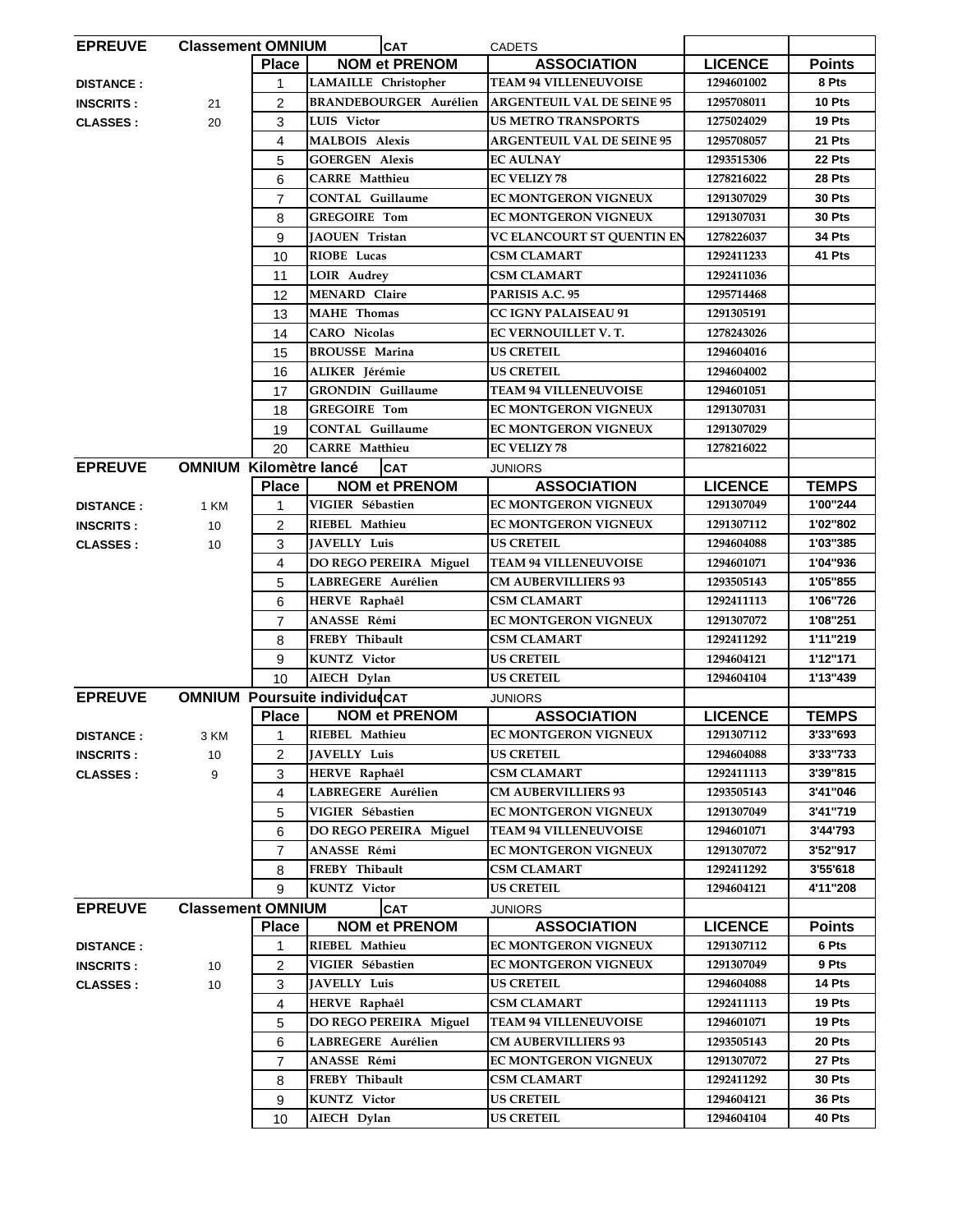| EPREUVE | Classement OMNIUM | CAT | CADETS | | |
|---|---|---|---|---|---|
| | Place | NOM et PRENOM | ASSOCIATION | LICENCE | Points |
| DISTANCE : | 1 | LAMAILLE Christopher | TEAM 94 VILLENEUVOISE | 1294601002 | 8 Pts |
| INSCRITS : 21 | 2 | BRANDEBOURGER Aurélien | ARGENTEUIL VAL DE SEINE 95 | 1295708011 | 10 Pts |
| CLASSES : 20 | 3 | LUIS Victor | US METRO TRANSPORTS | 1275024029 | 19 Pts |
| | 4 | MALBOIS Alexis | ARGENTEUIL VAL DE SEINE 95 | 1295708057 | 21 Pts |
| | 5 | GOERGEN Alexis | EC AULNAY | 1293515306 | 22 Pts |
| | 6 | CARRE Matthieu | EC VELIZY 78 | 1278216022 | 28 Pts |
| | 7 | CONTAL Guillaume | EC MONTGERON VIGNEUX | 1291307029 | 30 Pts |
| | 8 | GREGOIRE Tom | EC MONTGERON VIGNEUX | 1291307031 | 30 Pts |
| | 9 | JAOUEN Tristan | VC ELANCOURT ST QUENTIN EN | 1278226037 | 34 Pts |
| | 10 | RIOBE Lucas | CSM CLAMART | 1292411233 | 41 Pts |
| | 11 | LOIR Audrey | CSM CLAMART | 1292411036 | |
| | 12 | MENARD Claire | PARISIS A.C. 95 | 1295714468 | |
| | 13 | MAHE Thomas | CC IGNY PALAISEAU 91 | 1291305191 | |
| | 14 | CARO Nicolas | EC VERNOUILLET V. T. | 1278243026 | |
| | 15 | BROUSSE Marina | US CRETEIL | 1294604016 | |
| | 16 | ALIKER Jérémie | US CRETEIL | 1294604002 | |
| | 17 | GRONDIN Guillaume | TEAM 94 VILLENEUVOISE | 1294601051 | |
| | 18 | GREGOIRE Tom | EC MONTGERON VIGNEUX | 1291307031 | |
| | 19 | CONTAL Guillaume | EC MONTGERON VIGNEUX | 1291307029 | |
| | 20 | CARRE Matthieu | EC VELIZY 78 | 1278216022 | |

| EPREUVE | OMNIUM Kilomètre lancé | CAT | JUNIORS | | |
|---|---|---|---|---|---|
| | Place | NOM et PRENOM | ASSOCIATION | LICENCE | TEMPS |
| DISTANCE : 1 KM | 1 | VIGIER Sébastien | EC MONTGERON VIGNEUX | 1291307049 | 1'00"244 |
| INSCRITS : 10 | 2 | RIEBEL Mathieu | EC MONTGERON VIGNEUX | 1291307112 | 1'02"802 |
| CLASSES : 10 | 3 | JAVELLY Luis | US CRETEIL | 1294604088 | 1'03"385 |
| | 4 | DO REGO PEREIRA Miguel | TEAM 94 VILLENEUVOISE | 1294601071 | 1'04"936 |
| | 5 | LABREGERE Aurélien | CM AUBERVILLIERS 93 | 1293505143 | 1'05"855 |
| | 6 | HERVE Raphaël | CSM CLAMART | 1292411113 | 1'06"726 |
| | 7 | ANASSE Rémi | EC MONTGERON VIGNEUX | 1291307072 | 1'08"251 |
| | 8 | FREBY Thibault | CSM CLAMART | 1292411292 | 1'11"219 |
| | 9 | KUNTZ Victor | US CRETEIL | 1294604121 | 1'12"171 |
| | 10 | AIECH Dylan | US CRETEIL | 1294604104 | 1'13"439 |

| EPREUVE | OMNIUM Poursuite individuelle | CAT | JUNIORS | | |
|---|---|---|---|---|---|
| | Place | NOM et PRENOM | ASSOCIATION | LICENCE | TEMPS |
| DISTANCE : 3 KM | 1 | RIEBEL Mathieu | EC MONTGERON VIGNEUX | 1291307112 | 3'33"693 |
| INSCRITS : 10 | 2 | JAVELLY Luis | US CRETEIL | 1294604088 | 3'33"733 |
| CLASSES : 9 | 3 | HERVE Raphaël | CSM CLAMART | 1292411113 | 3'39"815 |
| | 4 | LABREGERE Aurélien | CM AUBERVILLIERS 93 | 1293505143 | 3'41"046 |
| | 5 | VIGIER Sébastien | EC MONTGERON VIGNEUX | 1291307049 | 3'41"719 |
| | 6 | DO REGO PEREIRA Miguel | TEAM 94 VILLENEUVOISE | 1294601071 | 3'44'793 |
| | 7 | ANASSE Rémi | EC MONTGERON VIGNEUX | 1291307072 | 3'52"917 |
| | 8 | FREBY Thibault | CSM CLAMART | 1292411292 | 3'55'618 |
| | 9 | KUNTZ Victor | US CRETEIL | 1294604121 | 4'11"208 |

| EPREUVE | Classement OMNIUM | CAT | JUNIORS | | |
|---|---|---|---|---|---|
| | Place | NOM et PRENOM | ASSOCIATION | LICENCE | Points |
| DISTANCE : | 1 | RIEBEL Mathieu | EC MONTGERON VIGNEUX | 1291307112 | 6 Pts |
| INSCRITS : 10 | 2 | VIGIER Sébastien | EC MONTGERON VIGNEUX | 1291307049 | 9 Pts |
| CLASSES : 10 | 3 | JAVELLY Luis | US CRETEIL | 1294604088 | 14 Pts |
| | 4 | HERVE Raphaël | CSM CLAMART | 1292411113 | 19 Pts |
| | 5 | DO REGO PEREIRA Miguel | TEAM 94 VILLENEUVOISE | 1294601071 | 19 Pts |
| | 6 | LABREGERE Aurélien | CM AUBERVILLIERS 93 | 1293505143 | 20 Pts |
| | 7 | ANASSE Rémi | EC MONTGERON VIGNEUX | 1291307072 | 27 Pts |
| | 8 | FREBY Thibault | CSM CLAMART | 1292411292 | 30 Pts |
| | 9 | KUNTZ Victor | US CRETEIL | 1294604121 | 36 Pts |
| | 10 | AIECH Dylan | US CRETEIL | 1294604104 | 40 Pts |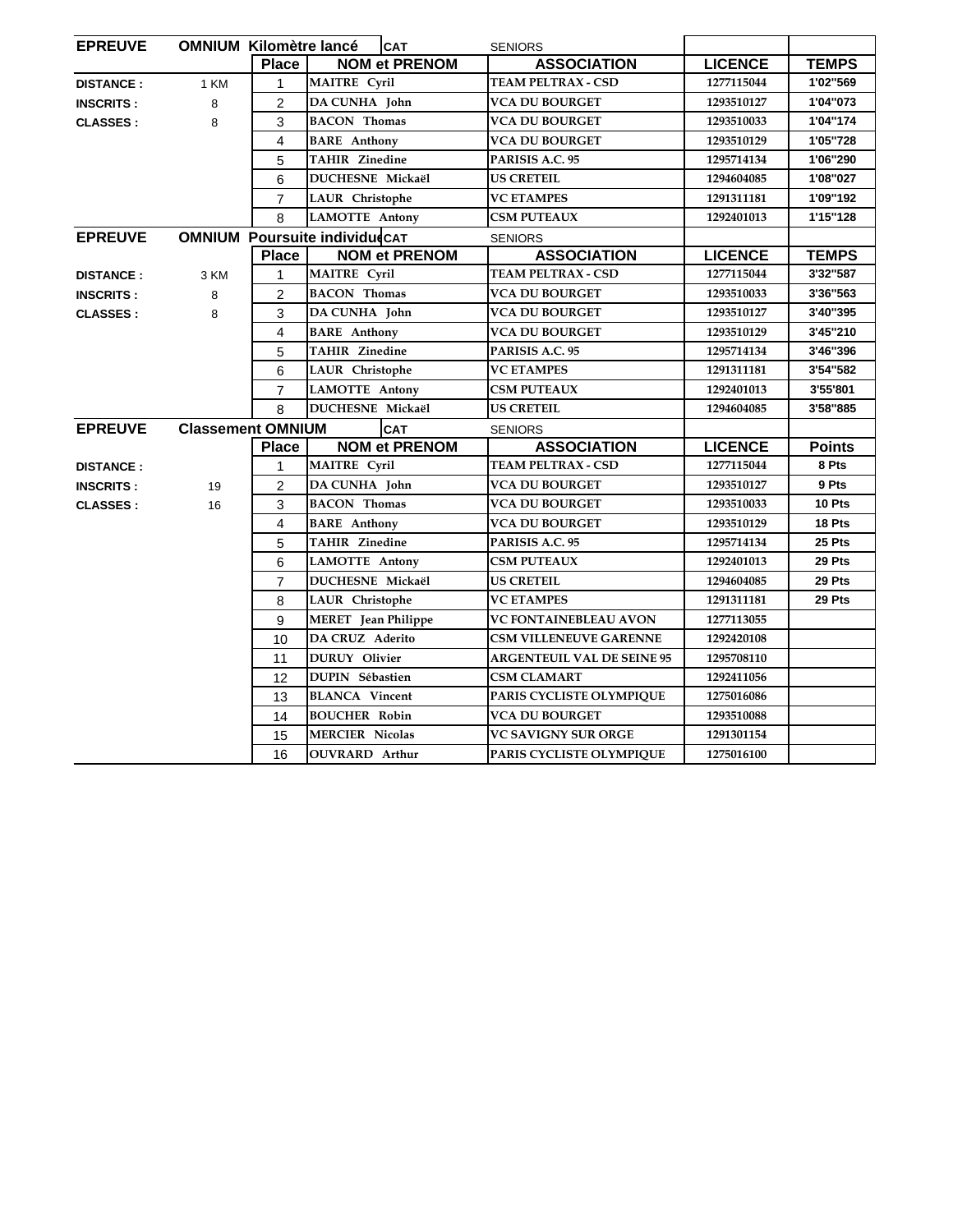| EPREUVE | OMNIUM Kilomètre lancé | CAT | SENIORS | | |
|---|---|---|---|---|---|
| | Place | NOM et PRENOM | ASSOCIATION | LICENCE | TEMPS |
| DISTANCE : 1 KM | 1 | MAITRE Cyril | TEAM PELTRAX - CSD | 1277115044 | 1'02"569 |
| INSCRITS : 8 | 2 | DA CUNHA John | VCA DU BOURGET | 1293510127 | 1'04"073 |
| CLASSES : 8 | 3 | BACON Thomas | VCA DU BOURGET | 1293510033 | 1'04"174 |
| | 4 | BARE Anthony | VCA DU BOURGET | 1293510129 | 1'05"728 |
| | 5 | TAHIR Zinedine | PARISIS A.C. 95 | 1295714134 | 1'06"290 |
| | 6 | DUCHESNE Mickaël | US CRETEIL | 1294604085 | 1'08"027 |
| | 7 | LAUR Christophe | VC ETAMPES | 1291311181 | 1'09"192 |
| | 8 | LAMOTTE Antony | CSM PUTEAUX | 1292401013 | 1'15"128 |

| EPREUVE | OMNIUM Poursuite individuelle | CAT | SENIORS | | |
|---|---|---|---|---|---|
| | Place | NOM et PRENOM | ASSOCIATION | LICENCE | TEMPS |
| DISTANCE : 3 KM | 1 | MAITRE Cyril | TEAM PELTRAX - CSD | 1277115044 | 3'32"587 |
| INSCRITS : 8 | 2 | BACON Thomas | VCA DU BOURGET | 1293510033 | 3'36"563 |
| CLASSES : 8 | 3 | DA CUNHA John | VCA DU BOURGET | 1293510127 | 3'40"395 |
| | 4 | BARE Anthony | VCA DU BOURGET | 1293510129 | 3'45"210 |
| | 5 | TAHIR Zinedine | PARISIS A.C. 95 | 1295714134 | 3'46"396 |
| | 6 | LAUR Christophe | VC ETAMPES | 1291311181 | 3'54"582 |
| | 7 | LAMOTTE Antony | CSM PUTEAUX | 1292401013 | 3'55'801 |
| | 8 | DUCHESNE Mickaël | US CRETEIL | 1294604085 | 3'58"885 |

| EPREUVE | Classement OMNIUM | CAT | SENIORS | | |
|---|---|---|---|---|---|
| | Place | NOM et PRENOM | ASSOCIATION | LICENCE | Points |
| DISTANCE : | 1 | MAITRE Cyril | TEAM PELTRAX - CSD | 1277115044 | 8 Pts |
| INSCRITS : 19 | 2 | DA CUNHA John | VCA DU BOURGET | 1293510127 | 9 Pts |
| CLASSES : 16 | 3 | BACON Thomas | VCA DU BOURGET | 1293510033 | 10 Pts |
| | 4 | BARE Anthony | VCA DU BOURGET | 1293510129 | 18 Pts |
| | 5 | TAHIR Zinedine | PARISIS A.C. 95 | 1295714134 | 25 Pts |
| | 6 | LAMOTTE Antony | CSM PUTEAUX | 1292401013 | 29 Pts |
| | 7 | DUCHESNE Mickaël | US CRETEIL | 1294604085 | 29 Pts |
| | 8 | LAUR Christophe | VC ETAMPES | 1291311181 | 29 Pts |
| | 9 | MERET Jean Philippe | VC FONTAINEBLEAU AVON | 1277113055 | |
| | 10 | DA CRUZ Aderito | CSM VILLENEUVE GARENNE | 1292420108 | |
| | 11 | DURUY Olivier | ARGENTEUIL VAL DE SEINE 95 | 1295708110 | |
| | 12 | DUPIN Sébastien | CSM CLAMART | 1292411056 | |
| | 13 | BLANCA Vincent | PARIS CYCLISTE OLYMPIQUE | 1275016086 | |
| | 14 | BOUCHER Robin | VCA DU BOURGET | 1293510088 | |
| | 15 | MERCIER Nicolas | VC SAVIGNY SUR ORGE | 1291301154 | |
| | 16 | OUVRARD Arthur | PARIS CYCLISTE OLYMPIQUE | 1275016100 | |